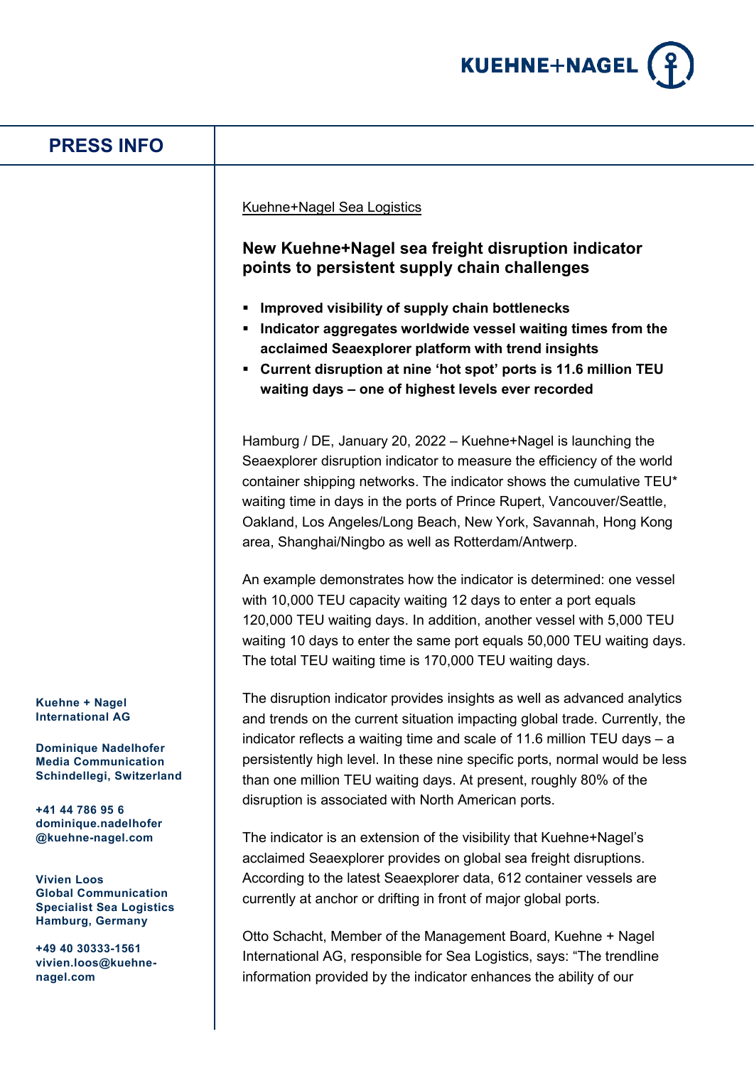PRESS INFO

Kuehne+Nagel Sea Logistics

## New Kuehne+Nagel sea freight disruption indicator points to persistent supply chain challenges

- **Improved visibility of supply chain bottlenecks**
- **Indicator aggregates worldwide vessel waiting times from the acclaimed Seaexplorer platform with trend insights**
- **Current disruption at nine 'hot spot' ports is 11.6 million TEU waiting days – one of highest levels ever recorded**

Hamburg / DE, January 20, 2022 – Kuehne+Nagel is launching the Seaexplorer disruption indicator to measure the efficiency of the world container shipping networks. The indicator shows the cumulative TEU* waiting time in days in the ports of Prince Rupert, Vancouver/Seattle, Oakland, Los Angeles/Long Beach, New York, Savannah, Hong Kong area, Shanghai/Ningbo as well as Rotterdam/Antwerp.

An example demonstrates how the indicator is determined: one vessel with 10,000 TEU capacity waiting 12 days to enter a port equals 120,000 TEU waiting days. In addition, another vessel with 5,000 TEU waiting 10 days to enter the same port equals 50,000 TEU waiting days. The total TEU waiting time is 170,000 TEU waiting days.

The disruption indicator provides insights as well as advanced analytics and trends on the current situation impacting global trade. Currently, the indicator reflects a waiting time and scale of 11.6 million TEU days – a persistently high level. In these nine specific ports, normal would be less than one million TEU waiting days. At present, roughly 80% of the disruption is associated with North American ports.

The indicator is an extension of the visibility that Kuehne+Nagel's acclaimed Seaexplorer provides on global sea freight disruptions. According to the latest Seaexplorer data, 612 container vessels are currently at anchor or drifting in front of major global ports.

Otto Schacht, Member of the Management Board, Kuehne + Nagel International AG, responsible for Sea Logistics, says: "The trendline information provided by the indicator enhances the ability of our

**Kuehne + Nagel International AG**

**Dominique Nadelhofer**
**Media Communication**
**Schindellegi, Switzerland**

**+41 44 786 95 6**
**dominique.nadelhofer@kuehne-nagel.com**

**Vivien Loos**
**Global Communication Specialist Sea Logistics**
**Hamburg, Germany**

**+49 40 30333-1561**
**vivien.loos@kuehne-nagel.com**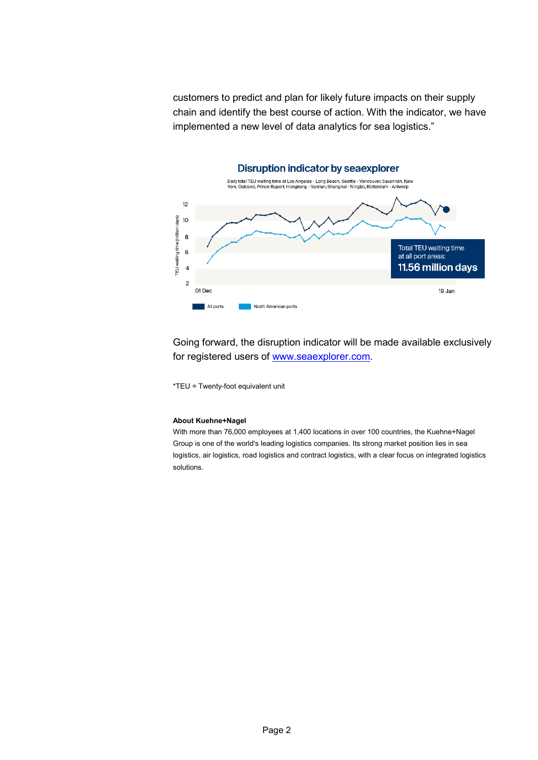customers to predict and plan for likely future impacts on their supply chain and identify the best course of action. With the indicator, we have implemented a new level of data analytics for sea logistics."

**Disruption indicator by seaexplorer**

Daily total TEU waiting time at Los Angeles - Long Beach, Seattle - Vancouver, Savannah, New York, Oakland, Prince Rupert, Hongkong - Yantian, Shanghai - Ningbo, Rotterdam - Antwerp

TEU waiting time (million days)

12
10
8
6
4
2

01 Dec
19 Jan

Total TEU waiting time at all port areas:
11.56 million days

All ports
North American ports

Going forward, the disruption indicator will be made available exclusively for registered users of [www.seaexplorer.com](http://www.seaexplorer.com).

*TEU = Twenty-foot equivalent unit

**About Kuehne+Nagel**

With more than 76,000 employees at 1,400 locations in over 100 countries, the Kuehne+Nagel Group is one of the world's leading logistics companies. Its strong market position lies in sea logistics, air logistics, road logistics and contract logistics, with a clear focus on integrated logistics solutions.